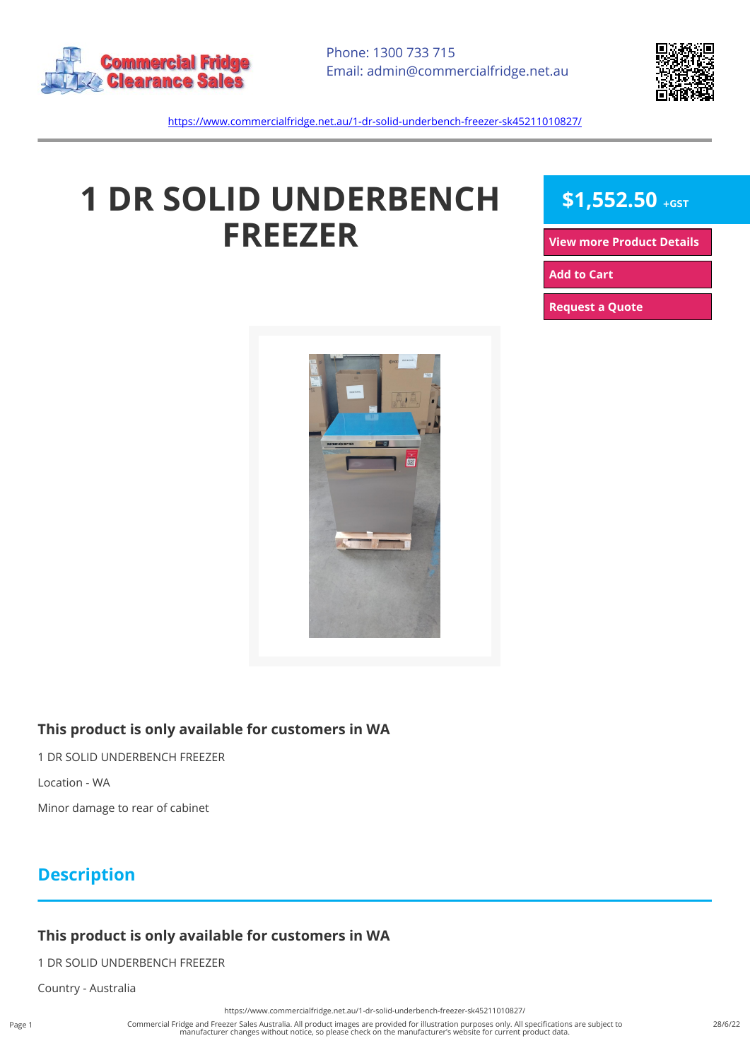Phone: 1300 733 715
Email: admin@commercialfridge.net.au

https://www.commercialfridge.net.au/1-dr-solid-underbench-freezer-sk45211010827/

# 1 DR SOLID UNDERBENCH FREEZER

**$1,552.50** +GST

View more Product Details

Add to Cart

Request a Quote

### This product is only available for customers in WA

1 DR SOLID UNDERBENCH FREEZER

Location - WA

Minor damage to rear of cabinet

## Description

### This product is only available for customers in WA

1 DR SOLID UNDERBENCH FREEZER

Country - Australia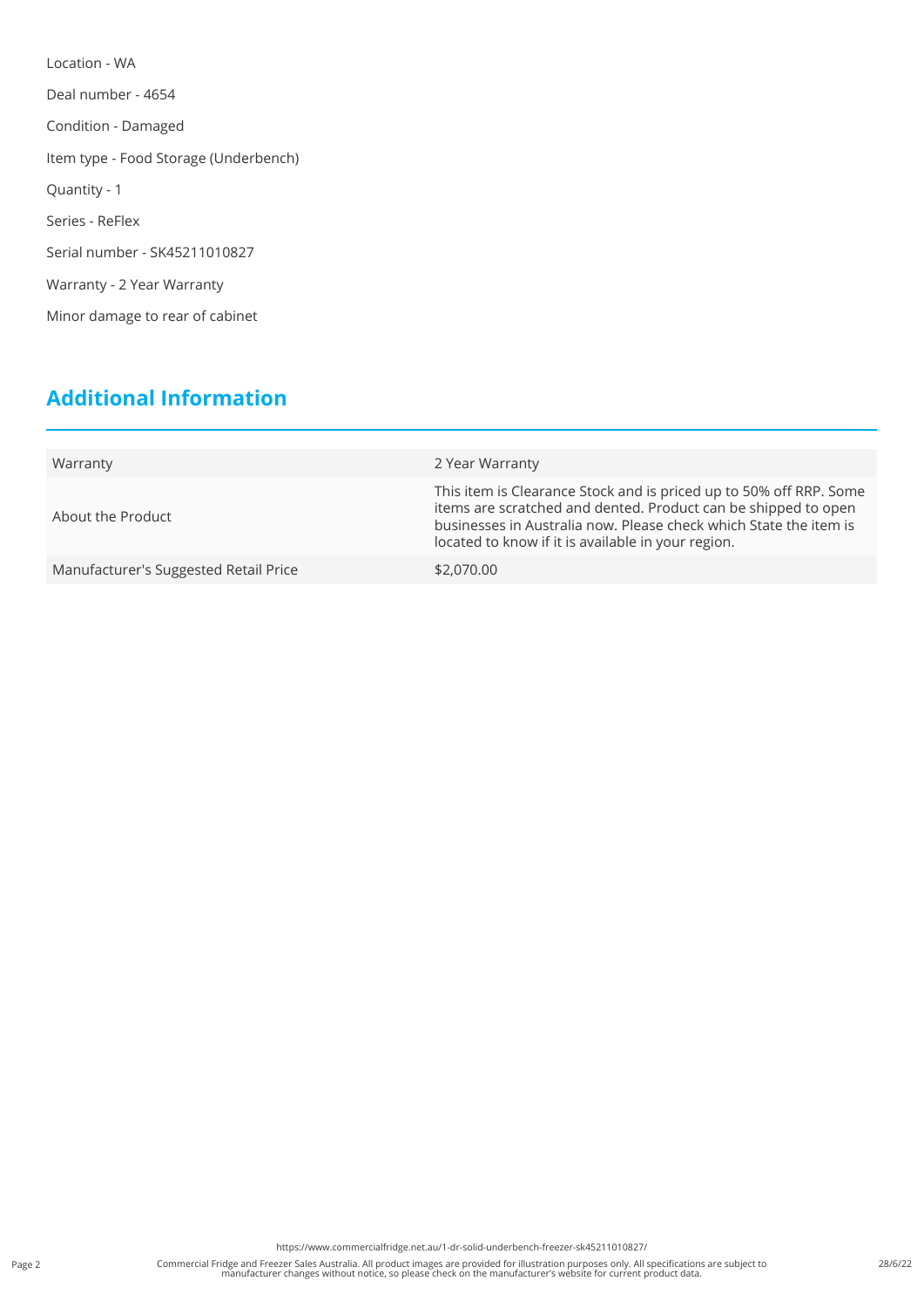Location - WA

Deal number - 4654

Condition - Damaged

Item type - Food Storage (Underbench)

Quantity - 1

Series - ReFlex

Serial number - SK45211010827

Warranty - 2 Year Warranty

Minor damage to rear of cabinet

## Additional Information

| | |
|---|---|
| Warranty | 2 Year Warranty |
| About the Product | This item is Clearance Stock and is priced up to 50% off RRP. Some items are scratched and dented. Product can be shipped to open businesses in Australia now. Please check which State the item is located to know if it is available in your region. |
| Manufacturer's Suggested Retail Price | $2,070.00 |